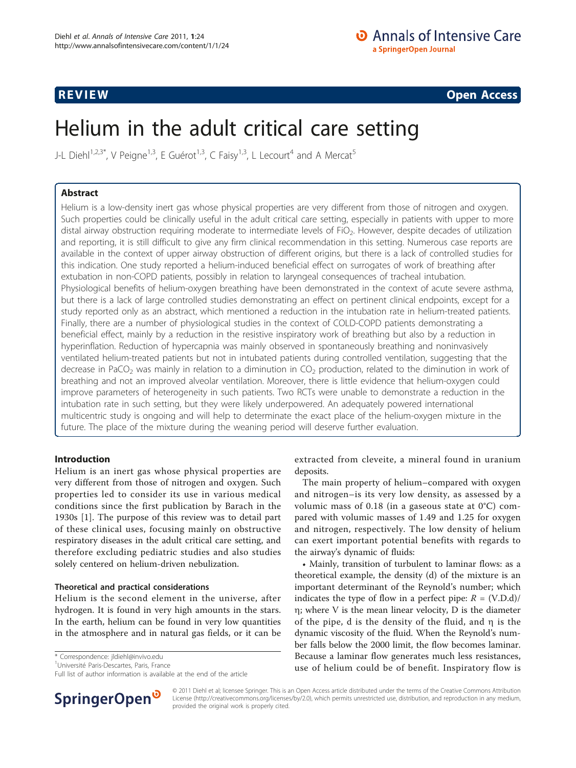**REVIEW** **Open Access**

# Helium in the adult critical care setting

J-L Diehl[1,2,3*], V Peigne[1,3], E Guérot[1,3], C Faisy[1,3], L Lecourt[4] and A Mercat[5]

## Abstract

Helium is a low-density inert gas whose physical properties are very different from those of nitrogen and oxygen. Such properties could be clinically useful in the adult critical care setting, especially in patients with upper to more distal airway obstruction requiring moderate to intermediate levels of $FiO_2$. However, despite decades of utilization and reporting, it is still difficult to give any firm clinical recommendation in this setting. Numerous case reports are available in the context of upper airway obstruction of different origins, but there is a lack of controlled studies for this indication. One study reported a helium-induced beneficial effect on surrogates of work of breathing after extubation in non-COPD patients, possibly in relation to laryngeal consequences of tracheal intubation. Physiological benefits of helium-oxygen breathing have been demonstrated in the context of acute severe asthma, but there is a lack of large controlled studies demonstrating an effect on pertinent clinical endpoints, except for a study reported only as an abstract, which mentioned a reduction in the intubation rate in helium-treated patients. Finally, there are a number of physiological studies in the context of COLD-COPD patients demonstrating a beneficial effect, mainly by a reduction in the resistive inspiratory work of breathing but also by a reduction in hyperinflation. Reduction of hypercapnia was mainly observed in spontaneously breathing and noninvasively ventilated helium-treated patients but not in intubated patients during controlled ventilation, suggesting that the decrease in $PaCO_2$ was mainly in relation to a diminution in $CO_2$ production, related to the diminution in work of breathing and not an improved alveolar ventilation. Moreover, there is little evidence that helium-oxygen could improve parameters of heterogeneity in such patients. Two RCTs were unable to demonstrate a reduction in the intubation rate in such setting, but they were likely underpowered. An adequately powered international multicentric study is ongoing and will help to determinate the exact place of the helium-oxygen mixture in the future. The place of the mixture during the weaning period will deserve further evaluation.

## Introduction

Helium is an inert gas whose physical properties are very different from those of nitrogen and oxygen. Such properties led to consider its use in various medical conditions since the first publication by Barach in the 1930s [1]. The purpose of this review was to detail part of these clinical uses, focusing mainly on obstructive respiratory diseases in the adult critical care setting, and therefore excluding pediatric studies and also studies solely centered on helium-driven nebulization.

### Theoretical and practical considerations

Helium is the second element in the universe, after hydrogen. It is found in very high amounts in the stars. In the earth, helium can be found in very low quantities in the atmosphere and in natural gas fields, or it can be extracted from cleveite, a mineral found in uranium deposits.

The main property of helium–compared with oxygen and nitrogen–is its very low density, as assessed by a volumic mass of 0.18 (in a gaseous state at 0°C) compared with volumic masses of 1.49 and 1.25 for oxygen and nitrogen, respectively. The low density of helium can exert important potential benefits with regards to the airway's dynamic of fluids:

• Mainly, transition of turbulent to laminar flows: as a theoretical example, the density (d) of the mixture is an important determinant of the Reynold's number; which indicates the type of flow in a perfect pipe: $R = (V.D.d)/\eta$; where V is the mean linear velocity, D is the diameter of the pipe, d is the density of the fluid, and $\eta$ is the dynamic viscosity of the fluid. When the Reynold's number falls below the 2000 limit, the flow becomes laminar. Because a laminar flow generates much less resistances, use of helium could be of benefit. Inspiratory flow is

\* Correspondence: jldiehl@invivo.edu
[1]Université Paris-Descartes, Paris, France
Full list of author information is available at the end of the article

© 2011 Diehl et al; licensee Springer. This is an Open Access article distributed under the terms of the Creative Commons Attribution License (http://creativecommons.org/licenses/by/2.0), which permits unrestricted use, distribution, and reproduction in any medium, provided the original work is properly cited.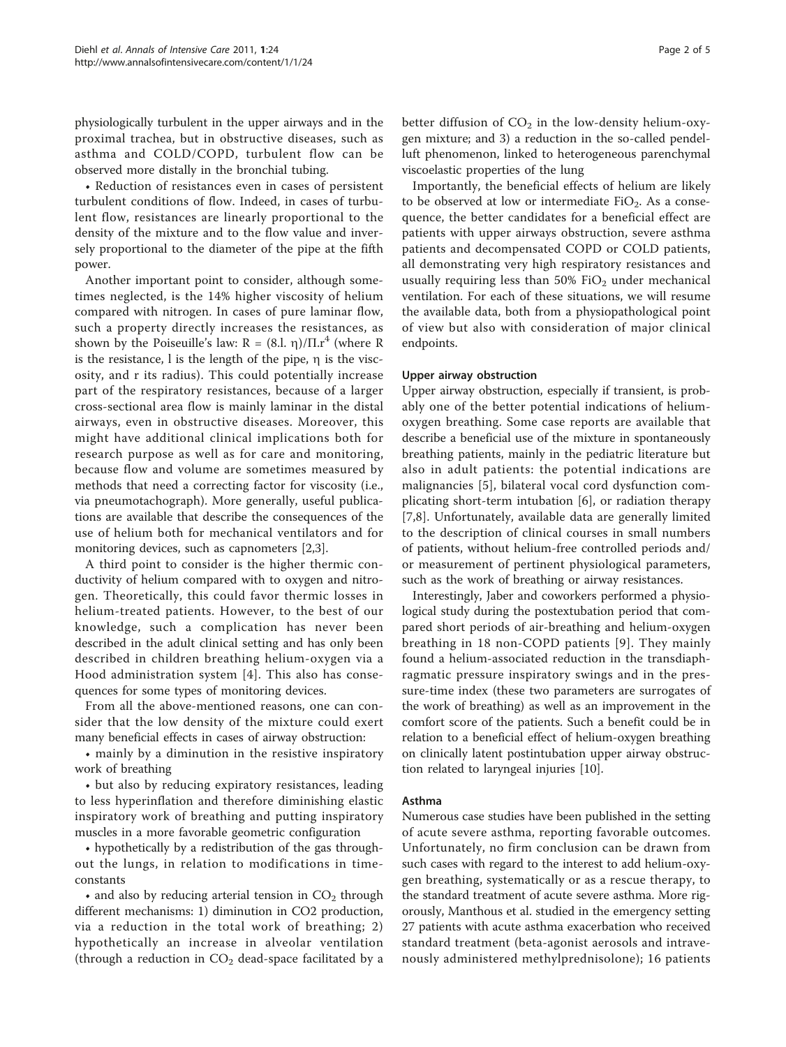physiologically turbulent in the upper airways and in the proximal trachea, but in obstructive diseases, such as asthma and COLD/COPD, turbulent flow can be observed more distally in the bronchial tubing.

• Reduction of resistances even in cases of persistent turbulent conditions of flow. Indeed, in cases of turbulent flow, resistances are linearly proportional to the density of the mixture and to the flow value and inversely proportional to the diameter of the pipe at the fifth power.

Another important point to consider, although sometimes neglected, is the 14% higher viscosity of helium compared with nitrogen. In cases of pure laminar flow, such a property directly increases the resistances, as shown by the Poiseuille's law: $R = (8.l.\ \eta)/\Pi.r^4$ (where R is the resistance, l is the length of the pipe, η is the viscosity, and r its radius). This could potentially increase part of the respiratory resistances, because of a larger cross-sectional area flow is mainly laminar in the distal airways, even in obstructive diseases. Moreover, this might have additional clinical implications both for research purpose as well as for care and monitoring, because flow and volume are sometimes measured by methods that need a correcting factor for viscosity (i.e., via pneumotachograph). More generally, useful publications are available that describe the consequences of the use of helium both for mechanical ventilators and for monitoring devices, such as capnometers [2,3].

A third point to consider is the higher thermic conductivity of helium compared with to oxygen and nitrogen. Theoretically, this could favor thermic losses in helium-treated patients. However, to the best of our knowledge, such a complication has never been described in the adult clinical setting and has only been described in children breathing helium-oxygen via a Hood administration system [4]. This also has consequences for some types of monitoring devices.

From all the above-mentioned reasons, one can consider that the low density of the mixture could exert many beneficial effects in cases of airway obstruction:

• mainly by a diminution in the resistive inspiratory work of breathing

• but also by reducing expiratory resistances, leading to less hyperinflation and therefore diminishing elastic inspiratory work of breathing and putting inspiratory muscles in a more favorable geometric configuration

• hypothetically by a redistribution of the gas throughout the lungs, in relation to modifications in time-constants

• and also by reducing arterial tension in $CO_2$ through different mechanisms: 1) diminution in $CO2$ production, via a reduction in the total work of breathing; 2) hypothetically an increase in alveolar ventilation (through a reduction in $CO_2$ dead-space facilitated by a better diffusion of $CO_2$ in the low-density helium-oxygen mixture; and 3) a reduction in the so-called pendelluft phenomenon, linked to heterogeneous parenchymal viscoelastic properties of the lung

Importantly, the beneficial effects of helium are likely to be observed at low or intermediate $FiO_2$. As a consequence, the better candidates for a beneficial effect are patients with upper airways obstruction, severe asthma patients and decompensated COPD or COLD patients, all demonstrating very high respiratory resistances and usually requiring less than 50% $FiO_2$ under mechanical ventilation. For each of these situations, we will resume the available data, both from a physiopathological point of view but also with consideration of major clinical endpoints.

### Upper airway obstruction

Upper airway obstruction, especially if transient, is probably one of the better potential indications of helium-oxygen breathing. Some case reports are available that describe a beneficial use of the mixture in spontaneously breathing patients, mainly in the pediatric literature but also in adult patients: the potential indications are malignancies [5], bilateral vocal cord dysfunction complicating short-term intubation [6], or radiation therapy [7,8]. Unfortunately, available data are generally limited to the description of clinical courses in small numbers of patients, without helium-free controlled periods and/or measurement of pertinent physiological parameters, such as the work of breathing or airway resistances.

Interestingly, Jaber and coworkers performed a physiological study during the postextubation period that compared short periods of air-breathing and helium-oxygen breathing in 18 non-COPD patients [9]. They mainly found a helium-associated reduction in the transdiaphragmatic pressure inspiratory swings and in the pressure-time index (these two parameters are surrogates of the work of breathing) as well as an improvement in the comfort score of the patients. Such a benefit could be in relation to a beneficial effect of helium-oxygen breathing on clinically latent postintubation upper airway obstruction related to laryngeal injuries [10].

### Asthma

Numerous case studies have been published in the setting of acute severe asthma, reporting favorable outcomes. Unfortunately, no firm conclusion can be drawn from such cases with regard to the interest to add helium-oxygen breathing, systematically or as a rescue therapy, to the standard treatment of acute severe asthma. More rigorously, Manthous et al. studied in the emergency setting 27 patients with acute asthma exacerbation who received standard treatment (beta-agonist aerosols and intravenously administered methylprednisolone); 16 patients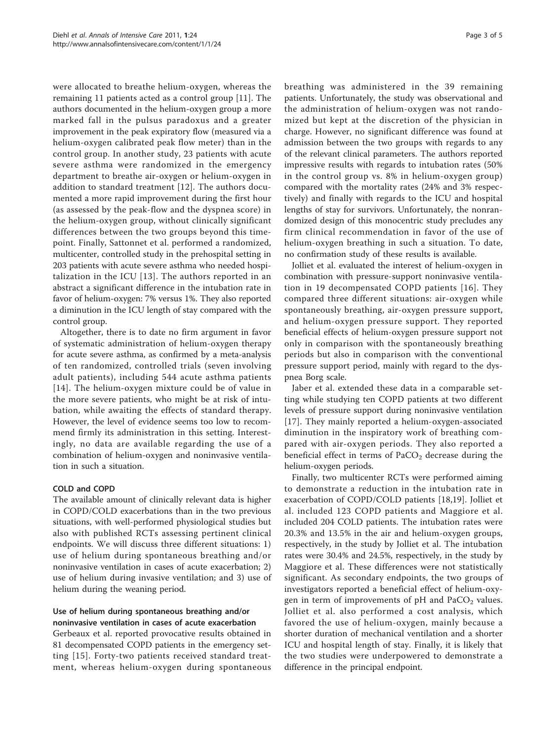were allocated to breathe helium-oxygen, whereas the remaining 11 patients acted as a control group [11]. The authors documented in the helium-oxygen group a more marked fall in the pulsus paradoxus and a greater improvement in the peak expiratory flow (measured via a helium-oxygen calibrated peak flow meter) than in the control group. In another study, 23 patients with acute severe asthma were randomized in the emergency department to breathe air-oxygen or helium-oxygen in addition to standard treatment [12]. The authors documented a more rapid improvement during the first hour (as assessed by the peak-flow and the dyspnea score) in the helium-oxygen group, without clinically significant differences between the two groups beyond this timepoint. Finally, Sattonnet et al. performed a randomized, multicenter, controlled study in the prehospital setting in 203 patients with acute severe asthma who needed hospitalization in the ICU [13]. The authors reported in an abstract a significant difference in the intubation rate in favor of helium-oxygen: 7% versus 1%. They also reported a diminution in the ICU length of stay compared with the control group.

Altogether, there is to date no firm argument in favor of systematic administration of helium-oxygen therapy for acute severe asthma, as confirmed by a meta-analysis of ten randomized, controlled trials (seven involving adult patients), including 544 acute asthma patients [14]. The helium-oxygen mixture could be of value in the more severe patients, who might be at risk of intubation, while awaiting the effects of standard therapy. However, the level of evidence seems too low to recommend firmly its administration in this setting. Interestingly, no data are available regarding the use of a combination of helium-oxygen and noninvasive ventilation in such a situation.

## COLD and COPD

The available amount of clinically relevant data is higher in COPD/COLD exacerbations than in the two previous situations, with well-performed physiological studies but also with published RCTs assessing pertinent clinical endpoints. We will discuss three different situations: 1) use of helium during spontaneous breathing and/or noninvasive ventilation in cases of acute exacerbation; 2) use of helium during invasive ventilation; and 3) use of helium during the weaning period.

### Use of helium during spontaneous breathing and/or noninvasive ventilation in cases of acute exacerbation

Gerbeaux et al. reported provocative results obtained in 81 decompensated COPD patients in the emergency setting [15]. Forty-two patients received standard treatment, whereas helium-oxygen during spontaneous breathing was administered in the 39 remaining patients. Unfortunately, the study was observational and the administration of helium-oxygen was not randomized but kept at the discretion of the physician in charge. However, no significant difference was found at admission between the two groups with regards to any of the relevant clinical parameters. The authors reported impressive results with regards to intubation rates (50% in the control group vs. 8% in helium-oxygen group) compared with the mortality rates (24% and 3% respectively) and finally with regards to the ICU and hospital lengths of stay for survivors. Unfortunately, the nonrandomized design of this monocentric study precludes any firm clinical recommendation in favor of the use of helium-oxygen breathing in such a situation. To date, no confirmation study of these results is available.

Jolliet et al. evaluated the interest of helium-oxygen in combination with pressure-support noninvasive ventilation in 19 decompensated COPD patients [16]. They compared three different situations: air-oxygen while spontaneously breathing, air-oxygen pressure support, and helium-oxygen pressure support. They reported beneficial effects of helium-oxygen pressure support not only in comparison with the spontaneously breathing periods but also in comparison with the conventional pressure support period, mainly with regard to the dyspnea Borg scale.

Jaber et al. extended these data in a comparable setting while studying ten COPD patients at two different levels of pressure support during noninvasive ventilation [17]. They mainly reported a helium-oxygen-associated diminution in the inspiratory work of breathing compared with air-oxygen periods. They also reported a beneficial effect in terms of $PaCO_2$ decrease during the helium-oxygen periods.

Finally, two multicenter RCTs were performed aiming to demonstrate a reduction in the intubation rate in exacerbation of COPD/COLD patients [18,19]. Jolliet et al. included 123 COPD patients and Maggiore et al. included 204 COLD patients. The intubation rates were 20.3% and 13.5% in the air and helium-oxygen groups, respectively, in the study by Jolliet et al. The intubation rates were 30.4% and 24.5%, respectively, in the study by Maggiore et al. These differences were not statistically significant. As secondary endpoints, the two groups of investigators reported a beneficial effect of helium-oxygen in term of improvements of pH and $PaCO_2$ values. Jolliet et al. also performed a cost analysis, which favored the use of helium-oxygen, mainly because a shorter duration of mechanical ventilation and a shorter ICU and hospital length of stay. Finally, it is likely that the two studies were underpowered to demonstrate a difference in the principal endpoint.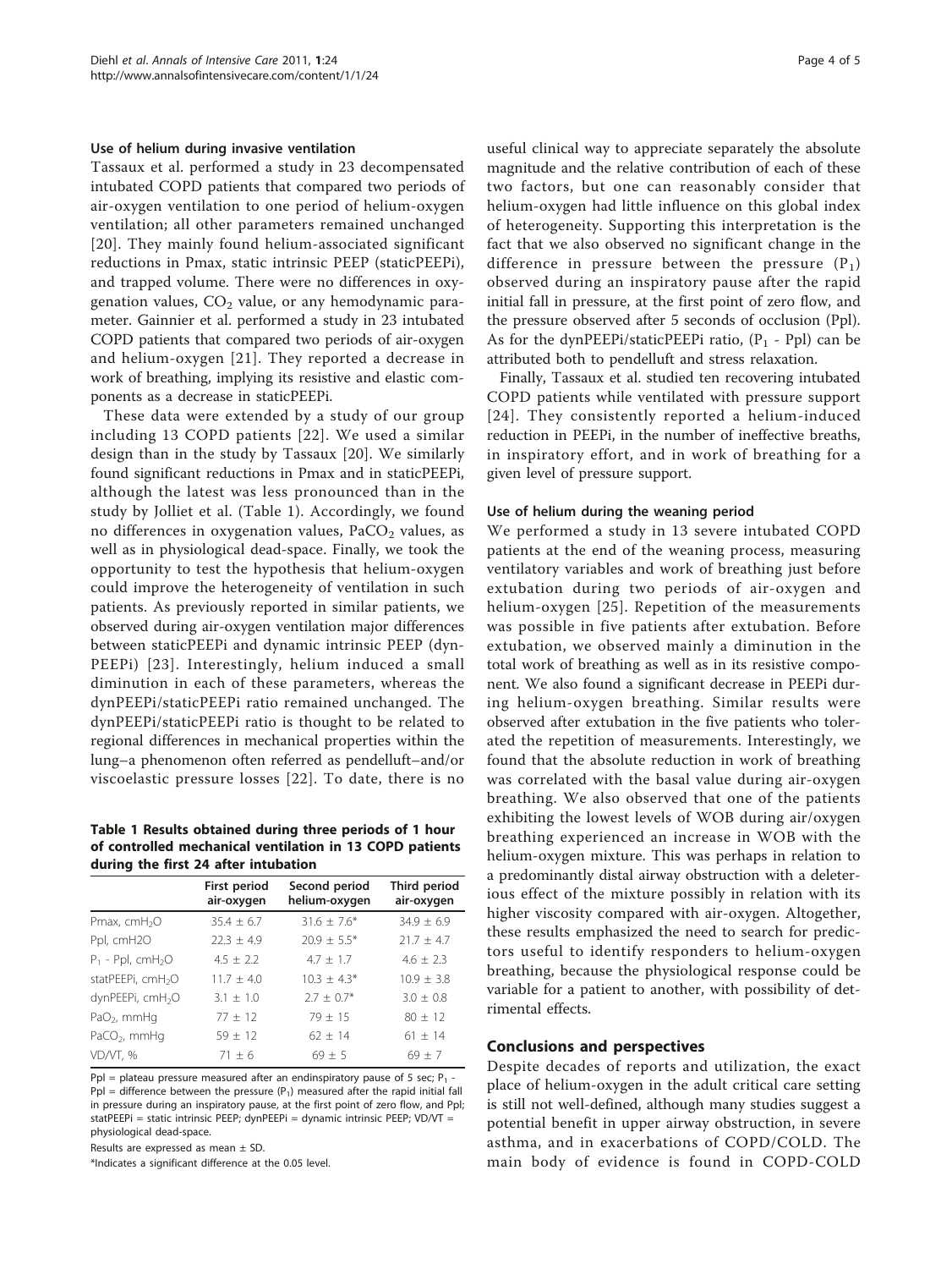### Use of helium during invasive ventilation

Tassaux et al. performed a study in 23 decompensated intubated COPD patients that compared two periods of air-oxygen ventilation to one period of helium-oxygen ventilation; all other parameters remained unchanged [20]. They mainly found helium-associated significant reductions in Pmax, static intrinsic PEEP (staticPEEPi), and trapped volume. There were no differences in oxygenation values, $CO_2$ value, or any hemodynamic parameter. Gainnier et al. performed a study in 23 intubated COPD patients that compared two periods of air-oxygen and helium-oxygen [21]. They reported a decrease in work of breathing, implying its resistive and elastic components as a decrease in staticPEEPi.

These data were extended by a study of our group including 13 COPD patients [22]. We used a similar design than in the study by Tassaux [20]. We similarly found significant reductions in Pmax and in staticPEEPi, although the latest was less pronounced than in the study by Jolliet et al. (Table 1). Accordingly, we found no differences in oxygenation values, $PaCO_2$ values, as well as in physiological dead-space. Finally, we took the opportunity to test the hypothesis that helium-oxygen could improve the heterogeneity of ventilation in such patients. As previously reported in similar patients, we observed during air-oxygen ventilation major differences between staticPEEPi and dynamic intrinsic PEEP (dynPEEPi) [23]. Interestingly, helium induced a small diminution in each of these parameters, whereas the dynPEEPi/staticPEEPi ratio remained unchanged. The dynPEEPi/staticPEEPi ratio is thought to be related to regional differences in mechanical properties within the lung–a phenomenon often referred as pendelluft–and/or viscoelastic pressure losses [22]. To date, there is no useful clinical way to appreciate separately the absolute magnitude and the relative contribution of each of these two factors, but one can reasonably consider that helium-oxygen had little influence on this global index of heterogeneity. Supporting this interpretation is the fact that we also observed no significant change in the difference in pressure between the pressure ($P_1$) observed during an inspiratory pause after the rapid initial fall in pressure, at the first point of zero flow, and the pressure observed after 5 seconds of occlusion (Ppl). As for the dynPEEPi/staticPEEPi ratio, ($P_1$ - Ppl) can be attributed both to pendelluft and stress relaxation.

Finally, Tassaux et al. studied ten recovering intubated COPD patients while ventilated with pressure support [24]. They consistently reported a helium-induced reduction in PEEPi, in the number of ineffective breaths, in inspiratory effort, and in work of breathing for a given level of pressure support.

**Table 1 Results obtained during three periods of 1 hour of controlled mechanical ventilation in 13 COPD patients during the first 24 after intubation**

| | First period air-oxygen | Second period helium-oxygen | Third period air-oxygen |
|---|---|---|---|
| Pmax, $cmH_2O$ | 35.4 ± 6.7 | 31.6 ± 7.6* | 34.9 ± 6.9 |
| Ppl, cmH2O | 22.3 ± 4.9 | 20.9 ± 5.5* | 21.7 ± 4.7 |
| $P_1$ - Ppl, $cmH_2O$ | 4.5 ± 2.2 | 4.7 ± 1.7 | 4.6 ± 2.3 |
| statPEEPi, $cmH_2O$ | 11.7 ± 4.0 | 10.3 ± 4.3* | 10.9 ± 3.8 |
| dynPEEPi, $cmH_2O$ | 3.1 ± 1.0 | 2.7 ± 0.7* | 3.0 ± 0.8 |
| $PaO_2$, mmHg | 77 ± 12 | 79 ± 15 | 80 ± 12 |
| $PaCO_2$, mmHg | 59 ± 12 | 62 ± 14 | 61 ± 14 |
| VD/VT, % | 71 ± 6 | 69 ± 5 | 69 ± 7 |

Ppl = plateau pressure measured after an endinspiratory pause of 5 sec; $P_1$ - Ppl = difference between the pressure ($P_1$) measured after the rapid initial fall in pressure during an inspiratory pause, at the first point of zero flow, and Ppl; statPEEPi = static intrinsic PEEP; dynPEEPi = dynamic intrinsic PEEP; VD/VT = physiological dead-space.

Results are expressed as mean ± SD.

*Indicates a significant difference at the 0.05 level.

### Use of helium during the weaning period

We performed a study in 13 severe intubated COPD patients at the end of the weaning process, measuring ventilatory variables and work of breathing just before extubation during two periods of air-oxygen and helium-oxygen [25]. Repetition of the measurements was possible in five patients after extubation. Before extubation, we observed mainly a diminution in the total work of breathing as well as in its resistive component. We also found a significant decrease in PEEPi during helium-oxygen breathing. Similar results were observed after extubation in the five patients who tolerated the repetition of measurements. Interestingly, we found that the absolute reduction in work of breathing was correlated with the basal value during air-oxygen breathing. We also observed that one of the patients exhibiting the lowest levels of WOB during air/oxygen breathing experienced an increase in WOB with the helium-oxygen mixture. This was perhaps in relation to a predominantly distal airway obstruction with a deleterious effect of the mixture possibly in relation with its higher viscosity compared with air-oxygen. Altogether, these results emphasized the need to search for predictors useful to identify responders to helium-oxygen breathing, because the physiological response could be variable for a patient to another, with possibility of detrimental effects.

## Conclusions and perspectives

Despite decades of reports and utilization, the exact place of helium-oxygen in the adult critical care setting is still not well-defined, although many studies suggest a potential benefit in upper airway obstruction, in severe asthma, and in exacerbations of COPD/COLD. The main body of evidence is found in COPD-COLD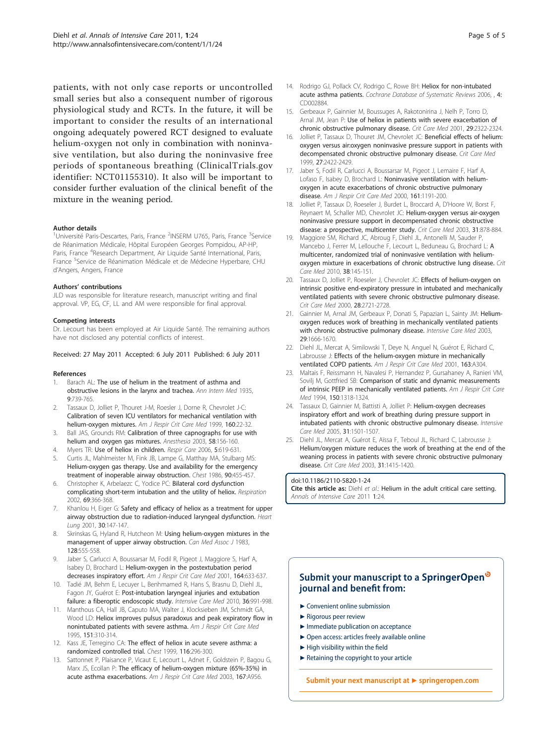patients, with not only case reports or uncontrolled small series but also a consequent number of rigorous physiological study and RCTs. In the future, it will be important to consider the results of an international ongoing adequately powered RCT designed to evaluate helium-oxygen not only in combination with noninvasive ventilation, but also during the noninvasive free periods of spontaneous breathing (ClinicalTrials.gov identifier: NCT01155310). It also will be important to consider further evaluation of the clinical benefit of the mixture in the weaning period.

#### Author details

[1]Université Paris-Descartes, Paris, France [2]INSERM U765, Paris, France [3]Service de Réanimation Médicale, Hôpital Européen Georges Pompidou, AP-HP, Paris, France [4]Research Department, Air Liquide Santé International, Paris, France [5]Service de Réanimation Médicale et de Médecine Hyperbare, CHU d'Angers, Angers, France

#### Authors' contributions

JLD was responsible for literature research, manuscript writing and final approval. VP, EG, CF, LL and AM were responsible for final approval.

#### Competing interests

Dr. Lecourt has been employed at Air Liquide Santé. The remaining authors have not disclosed any potential conflicts of interest.

Received: 27 May 2011 Accepted: 6 July 2011 Published: 6 July 2011

#### References

1. Barach AL: **The use of helium in the treatment of asthma and obstructive lesions in the larynx and trachea.** *Ann Intern Med* 1935, **9**:739-765.
2. Tassaux D, Jolliet P, Thouret J-M, Roesler J, Dorne R, Chevrolet J-C: **Calibration of seven ICU ventilators for mechanical ventilation with helium-oxygen mixtures.** *Am J Respir Crit Care Med* 1999, **160**:22-32.
3. Ball JAS, Grounds RM: **Calibration of three capnographs for use with helium and oxygen gas mixtures.** *Anesthesia* 2003, **58**:156-160.
4. Myers TR: **Use of heliox in children.** *Respir Care* 2006, **5**:619-631.
5. Curtis JL, Mahlmeister M, Fink JB, Lampe G, Matthay MA, Stulbarg MS: **Helium-oxygen gas therapy. Use and availability for the emergency treatment of inoperable airway obstruction.** *Chest* 1986, **90**:455-457.
6. Christopher K, Arbelaezc C, Yodice PC: **Bilateral cord dysfunction complicating short-term intubation and the utility of heliox.** *Respiration* 2002, **69**:366-368.
7. Khanlou H, Eiger G: **Safety and efficacy of heliox as a treatment for upper airway obstruction due to radiation-induced laryngeal dysfunction.** *Heart Lung* 2001, **30**:147-147.
8. Skrinskas G, Hyland R, Hutcheon M: **Using helium-oxygen mixtures in the management of upper airway obstruction.** *Can Med Assoc J* 1983, **128**:555-558.
9. Jaber S, Carlucci A, Boussarsar M, Fodil R, Pigeot J, Maggiore S, Harf A, Isabey D, Brochard L: **Helium-oxygen in the postextubation period decreases inspiratory effort.** *Am J Respir Crit Care Med* 2001, **164**:633-637.
10. Tadié JM, Behm E, Lecuyer L, Benhmamed R, Hans S, Brasnu D, Diehl JL, Fagon JY, Guérot E: **Post-intubation laryngeal injuries and extubation failure: a fiberoptic endoscopic study.** *Intensive Care Med* 2010, **36**:991-998.
11. Manthous CA, Hall JB, Caputo MA, Walter J, Klocksieben JM, Schmidt GA, Wood LD: **Heliox improves pulsus paradoxus and peak expiratory flow in nonintubated patients with severe asthma.** *Am J Respir Crit Care Med* 1995, **151**:310-314.
12. Kass JE, Terregino CA: **The effect of heliox in acute severe asthma: a randomized controlled trial.** *Chest* 1999, **116**:296-300.
13. Sattonnet P, Plaisance P, Vicaut E, Lecourt L, Adnet F, Goldstein P, Bagou G, Marx JS, Ecollan P: **The efficacy of helium-oxygen mixture (65%-35%) in acute asthma exacerbations.** *Am J Respir Crit Care Med* 2003, **167**:A956.
14. Rodrigo GJ, Pollack CV, Rodrigo C, Rowe BH: **Heliox for non-intubated acute asthma patients.** *Cochrane Database of Systematic Reviews* 2006, , **4**: CD002884.
15. Gerbeaux P, Gainnier M, Boussuges A, Rakotonirina J, Nelh P, Torro D, Arnal JM, Jean P: **Use of heliox in patients with severe exacerbation of chronic obstructive pulmonary disease.** *Crit Care Med* 2001, **29**:2322-2324.
16. Jolliet P, Tassaux D, Thouret JM, Chevrolet JC: **Beneficial effects of helium: oxygen versus air:oxygen noninvasive pressure support in patients with decompensated chronic obstructive pulmonary disease.** *Crit Care Med* 1999, **27**:2422-2429.
17. Jaber S, Fodil R, Carlucci A, Boussarsar M, Pigeot J, Lemaire F, Harf A, Lofaso F, Isabey D, Brochard L: **Noninvasive ventilation with helium-oxygen in acute exacerbations of chronic obstructive pulmonary disease.** *Am J Respir Crit Care Med* 2000, **161**:1191-200.
18. Jolliet P, Tassaux D, Roeseler J, Burdet L, Broccard A, D'Hoore W, Borst F, Reynaert M, Schaller MD, Chevrolet JC: **Helium-oxygen versus air-oxygen noninvasive pressure support in decompensated chronic obstructive disease: a prospective, multicenter study.** *Crit Care Med* 2003, **31**:878-884.
19. Maggiore SM, Richard JC, Abroug F, Diehl JL, Antonelli M, Sauder P, Mancebo J, Ferrer M, Lellouche F, Lecourt L, Beduneau G, Brochard L: **A multicenter, randomized trial of noninvasive ventilation with helium-oxygen mixture in exacerbations of chronic obstructive lung disease.** *Crit Care Med* 2010, **38**:145-151.
20. Tassaux D, Jolliet P, Roeseler J, Chevrolet JC: **Effects of helium-oxygen on intrinsic positive end-expiratory pressure in intubated and mechanically ventilated patients with severe chronic obstructive pulmonary disease.** *Crit Care Med* 2000, **28**:2721-2728.
21. Gainnier M, Arnal JM, Gerbeaux P, Donati S, Papazian L, Sainty JM: **Helium-oxygen reduces work of breathing in mechanically ventilated patients with chronic obstructive pulmonary disease.** *Intensive Care Med* 2003, **29**:1666-1670.
22. Diehl JL, Mercat A, Similowski T, Deye N, Anguel N, Guérot E, Richard C, Labrousse J: **Effects of the helium-oxygen mixture in mechanically ventilated COPD patients.** *Am J Respir Crit Care Med* 2001, **163**:A304.
23. Maltais F, Reissmann H, Navalesi P, Hernandez P, Gursahaney A, Ranieri VM, Sovilj M, Gottfried SB: **Comparison of static and dynamic measurements of intrinsic PEEP in mechanically ventilated patients.** *Am J Respir Crit Care Med* 1994, **150**:1318-1324.
24. Tassaux D, Gainnier M, Battisti A, Jolliet P: **Helium-oxygen decreases inspiratory effort and work of breathing during pressure support in intubated patients with severe chronic obstructive pulmonary disease.** *Intensive Care Med* 2005, **31**:1501-1507.
25. Diehl JL, Mercat A, Guérot E, Aïssa F, Teboul JL, Richard C, Labrousse J: **Helium/oxygen mixture reduces the work of breathing at the end of the weaning process in patients with severe chronic obstructive pulmonary disease.** *Crit Care Med* 2003, **31**:1415-1420.

doi:10.1186/2110-5820-1-24
**Cite this article as:** Diehl *et al.*: Helium in the adult critical care setting. *Annals of Intensive Care* 2011 **1**:24.

**Submit your manuscript to a SpringerOpen journal and benefit from:**

- ► Convenient online submission
- ► Rigorous peer review
- ► Immediate publication on acceptance
- ► Open access: articles freely available online
- ► High visibility within the field
- ► Retaining the copyright to your article

**Submit your next manuscript at ► springeropen.com**